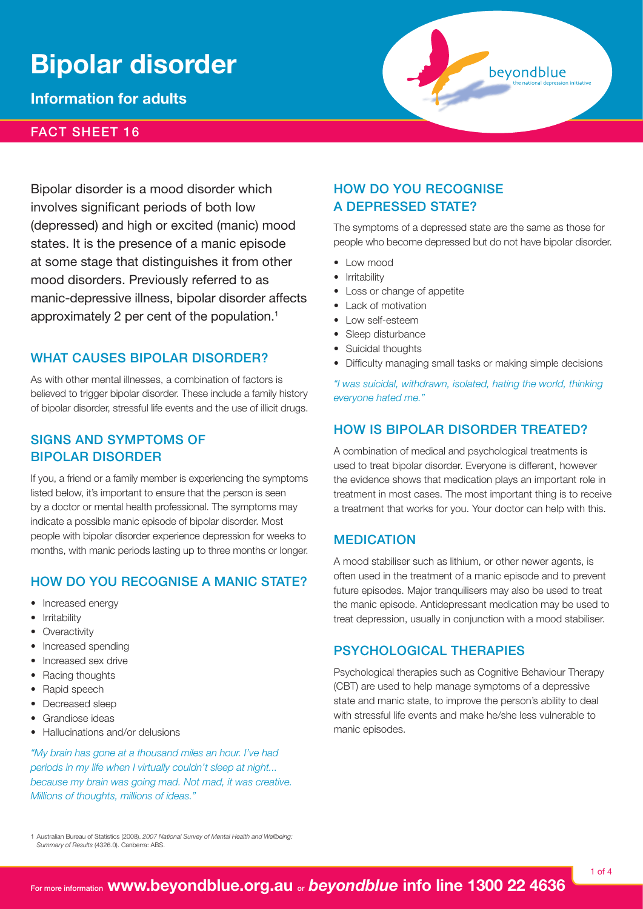# Bipolar disorder

**Information for adults**

**FACT SHEET 16**

Bipolar disorder is a mood disorder which involves significant periods of both low (depressed) and high or excited (manic) mood states. It is the presence of a manic episode at some stage that distinguishes it from other mood disorders. Previously referred to as manic-depressive illness, bipolar disorder affects approximately 2 per cent of the population.[1]

## WHAT CAUSES BIPOLAR DISORDER?

As with other mental illnesses, a combination of factors is believed to trigger bipolar disorder. These include a family history of bipolar disorder, stressful life events and the use of illicit drugs.

## SIGNS AND SYMPTOMS OF BIPOLAR DISORDER

If you, a friend or a family member is experiencing the symptoms listed below, it's important to ensure that the person is seen by a doctor or mental health professional. The symptoms may indicate a possible manic episode of bipolar disorder. Most people with bipolar disorder experience depression for weeks to months, with manic periods lasting up to three months or longer.

## HOW DO YOU RECOGNISE A MANIC STATE?

- Increased energy
- Irritability
- Overactivity
- Increased spending
- Increased sex drive
- Racing thoughts
- Rapid speech
- Decreased sleep
- Grandiose ideas
- Hallucinations and/or delusions

*"My brain has gone at a thousand miles an hour. I've had periods in my life when I virtually couldn't sleep at night... because my brain was going mad. Not mad, it was creative. Millions of thoughts, millions of ideas."*

## HOW DO YOU RECOGNISE A DEPRESSED STATE?

The symptoms of a depressed state are the same as those for people who become depressed but do not have bipolar disorder.

- Low mood
- Irritability
- Loss or change of appetite
- Lack of motivation
- Low self-esteem
- Sleep disturbance
- Suicidal thoughts
- Difficulty managing small tasks or making simple decisions

*"I was suicidal, withdrawn, isolated, hating the world, thinking everyone hated me."*

## HOW IS BIPOLAR DISORDER TREATED?

A combination of medical and psychological treatments is used to treat bipolar disorder. Everyone is different, however the evidence shows that medication plays an important role in treatment in most cases. The most important thing is to receive a treatment that works for you. Your doctor can help with this.

## MEDICATION

A mood stabiliser such as lithium, or other newer agents, is often used in the treatment of a manic episode and to prevent future episodes. Major tranquilisers may also be used to treat the manic episode. Antidepressant medication may be used to treat depression, usually in conjunction with a mood stabiliser.

## PSYCHOLOGICAL THERAPIES

Psychological therapies such as Cognitive Behaviour Therapy (CBT) are used to help manage symptoms of a depressive state and manic state, to improve the person's ability to deal with stressful life events and make he/she less vulnerable to manic episodes.

[1] Australian Bureau of Statistics (2008). *2007 National Survey of Mental Health and Wellbeing: Summary of Results* (4326.0). Canberra: ABS.

For more information **www.beyondblue.org.au** or ***beyondblue* info line 1300 22 4636**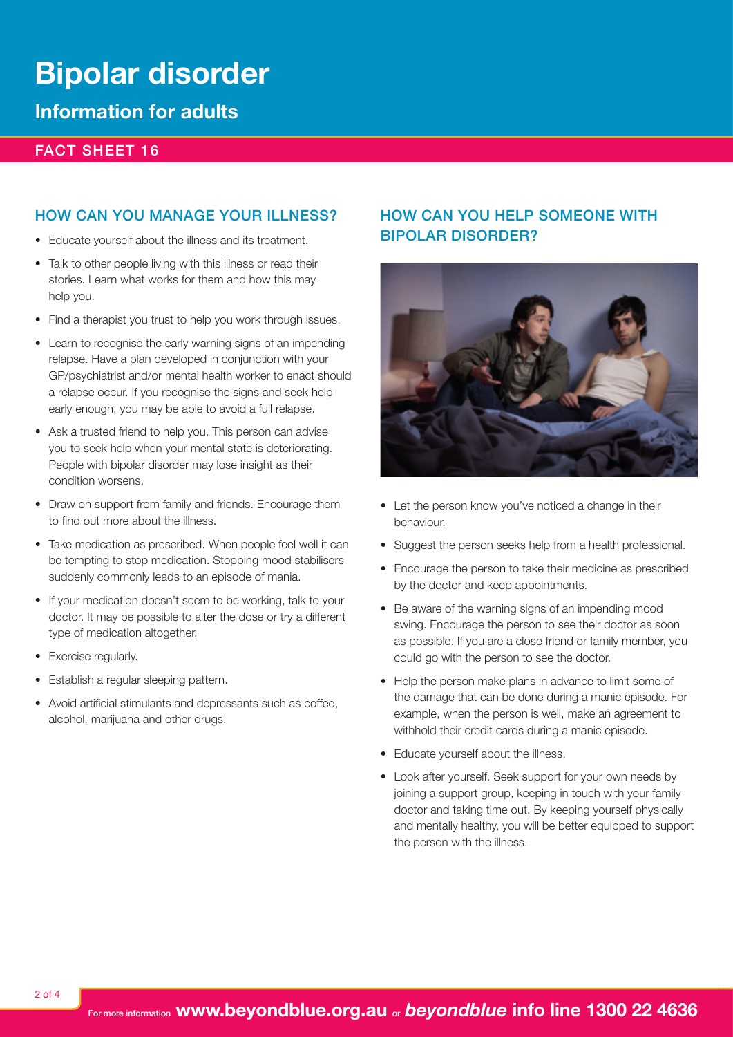# Bipolar disorder

## Information for adults

FACT SHEET 16

### HOW CAN YOU MANAGE YOUR ILLNESS?

- Educate yourself about the illness and its treatment.
- Talk to other people living with this illness or read their stories. Learn what works for them and how this may help you.
- Find a therapist you trust to help you work through issues.
- Learn to recognise the early warning signs of an impending relapse. Have a plan developed in conjunction with your GP/psychiatrist and/or mental health worker to enact should a relapse occur. If you recognise the signs and seek help early enough, you may be able to avoid a full relapse.
- Ask a trusted friend to help you. This person can advise you to seek help when your mental state is deteriorating. People with bipolar disorder may lose insight as their condition worsens.
- Draw on support from family and friends. Encourage them to find out more about the illness.
- Take medication as prescribed. When people feel well it can be tempting to stop medication. Stopping mood stabilisers suddenly commonly leads to an episode of mania.
- If your medication doesn't seem to be working, talk to your doctor. It may be possible to alter the dose or try a different type of medication altogether.
- Exercise regularly.
- Establish a regular sleeping pattern.
- Avoid artificial stimulants and depressants such as coffee, alcohol, marijuana and other drugs.

### HOW CAN YOU HELP SOMEONE WITH BIPOLAR DISORDER?

- Let the person know you've noticed a change in their behaviour.
- Suggest the person seeks help from a health professional.
- Encourage the person to take their medicine as prescribed by the doctor and keep appointments.
- Be aware of the warning signs of an impending mood swing. Encourage the person to see their doctor as soon as possible. If you are a close friend or family member, you could go with the person to see the doctor.
- Help the person make plans in advance to limit some of the damage that can be done during a manic episode. For example, when the person is well, make an agreement to withhold their credit cards during a manic episode.
- Educate yourself about the illness.
- Look after yourself. Seek support for your own needs by joining a support group, keeping in touch with your family doctor and taking time out. By keeping yourself physically and mentally healthy, you will be better equipped to support the person with the illness.

For more information **www.beyondblue.org.au** or ***beyondblue* info line 1300 22 4636**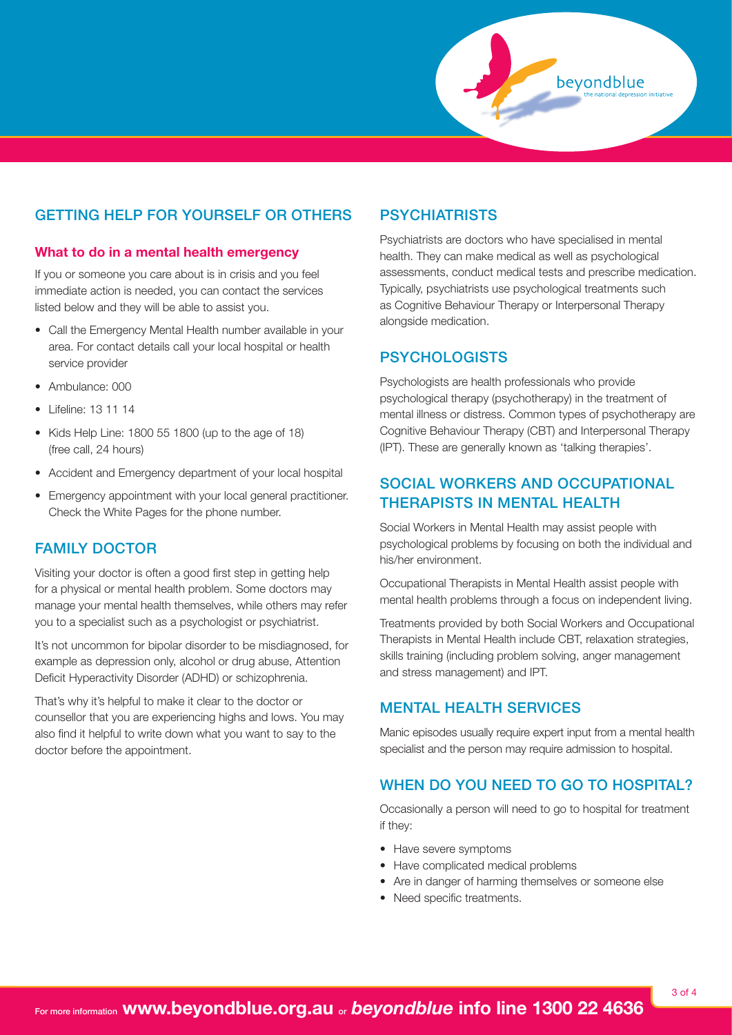## GETTING HELP FOR YOURSELF OR OTHERS

### What to do in a mental health emergency

If you or someone you care about is in crisis and you feel immediate action is needed, you can contact the services listed below and they will be able to assist you.

- Call the Emergency Mental Health number available in your area. For contact details call your local hospital or health service provider
- Ambulance: 000
- Lifeline: 13 11 14
- Kids Help Line: 1800 55 1800 (up to the age of 18) (free call, 24 hours)
- Accident and Emergency department of your local hospital
- Emergency appointment with your local general practitioner. Check the White Pages for the phone number.

## FAMILY DOCTOR

Visiting your doctor is often a good first step in getting help for a physical or mental health problem. Some doctors may manage your mental health themselves, while others may refer you to a specialist such as a psychologist or psychiatrist.

It's not uncommon for bipolar disorder to be misdiagnosed, for example as depression only, alcohol or drug abuse, Attention Deficit Hyperactivity Disorder (ADHD) or schizophrenia.

That's why it's helpful to make it clear to the doctor or counsellor that you are experiencing highs and lows. You may also find it helpful to write down what you want to say to the doctor before the appointment.

## PSYCHIATRISTS

Psychiatrists are doctors who have specialised in mental health. They can make medical as well as psychological assessments, conduct medical tests and prescribe medication. Typically, psychiatrists use psychological treatments such as Cognitive Behaviour Therapy or Interpersonal Therapy alongside medication.

## PSYCHOLOGISTS

Psychologists are health professionals who provide psychological therapy (psychotherapy) in the treatment of mental illness or distress. Common types of psychotherapy are Cognitive Behaviour Therapy (CBT) and Interpersonal Therapy (IPT). These are generally known as 'talking therapies'.

## SOCIAL WORKERS AND OCCUPATIONAL THERAPISTS IN MENTAL HEALTH

Social Workers in Mental Health may assist people with psychological problems by focusing on both the individual and his/her environment.

Occupational Therapists in Mental Health assist people with mental health problems through a focus on independent living.

Treatments provided by both Social Workers and Occupational Therapists in Mental Health include CBT, relaxation strategies, skills training (including problem solving, anger management and stress management) and IPT.

## MENTAL HEALTH SERVICES

Manic episodes usually require expert input from a mental health specialist and the person may require admission to hospital.

## WHEN DO YOU NEED TO GO TO HOSPITAL?

Occasionally a person will need to go to hospital for treatment if they:

- Have severe symptoms
- Have complicated medical problems
- Are in danger of harming themselves or someone else
- Need specific treatments.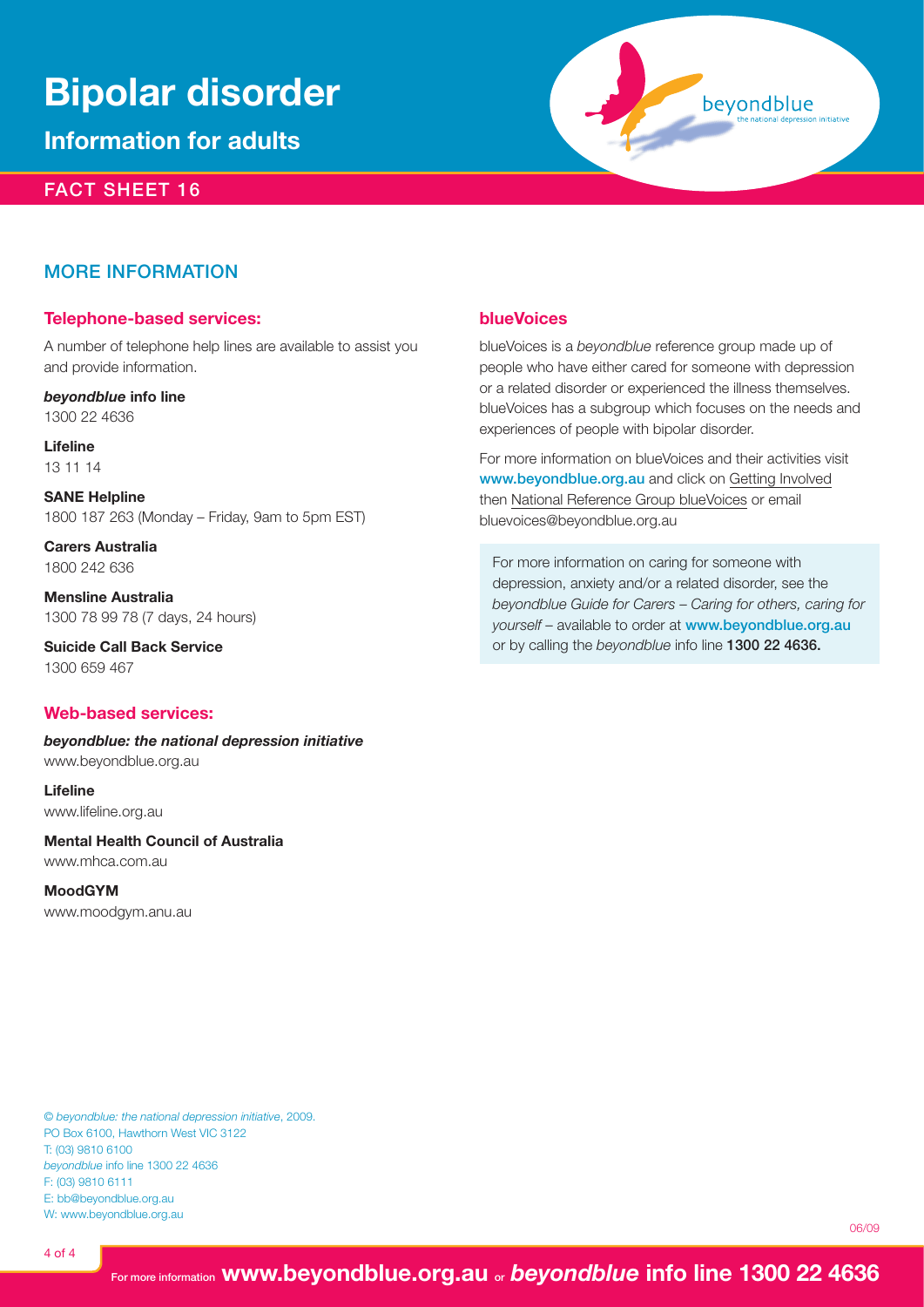# Bipolar disorder

## Information for adults

FACT SHEET 16

## MORE INFORMATION

### Telephone-based services:

A number of telephone help lines are available to assist you and provide information.

***beyondblue*** **info line**
1300 22 4636

**Lifeline**
13 11 14

**SANE Helpline**
1800 187 263 (Monday – Friday, 9am to 5pm EST)

**Carers Australia**
1800 242 636

**Mensline Australia**
1300 78 99 78 (7 days, 24 hours)

**Suicide Call Back Service**
1300 659 467

### Web-based services:

***beyondblue: the national depression initiative***
www.beyondblue.org.au

**Lifeline**
www.lifeline.org.au

**Mental Health Council of Australia**
www.mhca.com.au

**MoodGYM**
www.moodgym.anu.au

### blueVoices

blueVoices is a *beyondblue* reference group made up of people who have either cared for someone with depression or a related disorder or experienced the illness themselves. blueVoices has a subgroup which focuses on the needs and experiences of people with bipolar disorder.

For more information on blueVoices and their activities visit **www.beyondblue.org.au** and click on Getting Involved then National Reference Group blueVoices or email bluevoices@beyondblue.org.au

For more information on caring for someone with depression, anxiety and/or a related disorder, see the *beyondblue Guide for Carers – Caring for others, caring for yourself* – available to order at **www.beyondblue.org.au** or by calling the *beyondblue* info line **1300 22 4636.**

© *beyondblue: the national depression initiative*, 2009.
PO Box 6100, Hawthorn West VIC 3122
T: (03) 9810 6100
*beyondblue* info line 1300 22 4636
F: (03) 9810 6111
E: bb@beyondblue.org.au
W: www.beyondblue.org.au

06/09

For more information **www.beyondblue.org.au** or ***beyondblue*** **info line 1300 22 4636**